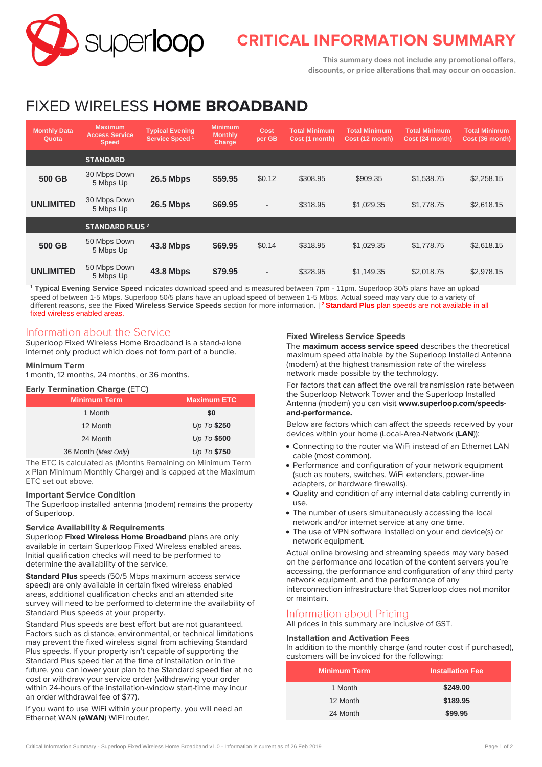superloop

# CRITICAL INFORMATION SUMMARY

This summary does not include any promotional offers, discounts, or price alterations that may occur on occasion.

# FIXED WIRELESS **HOME BROADBAND**

| Monthly Data Quota | Maximum Access Service Speed | Typical Evening Service Speed [1] | Minimum Monthly Charge | Cost per GB | Total Minimum Cost (1 month) | Total Minimum Cost (12 month) | Total Minimum Cost (24 month) | Total Minimum Cost (36 month) |
|---|---|---|---|---|---|---|---|---|
| | **STANDARD** | | | | | | | |
| **500 GB** | 30 Mbps Down 5 Mbps Up | **26.5 Mbps** | **$59.95** | $0.12 | $308.95 | $909.35 | $1,538.75 | $2,258.15 |
| **UNLIMITED** | 30 Mbps Down 5 Mbps Up | **26.5 Mbps** | **$69.95** | - | $318.95 | $1,029.35 | $1,778.75 | $2,618.15 |
| | **STANDARD PLUS [2]** | | | | | | | |
| **500 GB** | 50 Mbps Down 5 Mbps Up | **43.8 Mbps** | **$69.95** | $0.14 | $318.95 | $1,029.35 | $1,778.75 | $2,618.15 |
| **UNLIMITED** | 50 Mbps Down 5 Mbps Up | **43.8 Mbps** | **$79.95** | - | $328.95 | $1,149.35 | $2,018.75 | $2,978.15 |

[1] **Typical Evening Service Speed** indicates download speed and is measured between 7pm - 11pm. Superloop 30/5 plans have an upload speed of between 1-5 Mbps. Superloop 50/5 plans have an upload speed of between 1-5 Mbps. Actual speed may vary due to a variety of different reasons, see the **Fixed Wireless Service Speeds** section for more information. | [2] **Standard Plus** plan speeds are not available in all fixed wireless enabled areas.

## Information about the Service

Superloop Fixed Wireless Home Broadband is a stand-alone internet only product which does not form part of a bundle.

### Minimum Term

1 month, 12 months, 24 months, or 36 months.

### Early Termination Charge (ETC)

| Minimum Term | Maximum ETC |
|---|---|
| 1 Month | **$0** |
| 12 Month | *Up To* **$250** |
| 24 Month | *Up To* **$500** |
| 36 Month (*Mast Only*) | *Up To* **$750** |

The ETC is calculated as (Months Remaining on Minimum Term x Plan Minimum Monthly Charge) and is capped at the Maximum ETC set out above.

### Important Service Condition

The Superloop installed antenna (modem) remains the property of Superloop.

### Service Availability & Requirements

Superloop **Fixed Wireless Home Broadband** plans are only available in certain Superloop Fixed Wireless enabled areas. Initial qualification checks will need to be performed to determine the availability of the service.

**Standard Plus** speeds (50/5 Mbps maximum access service speed) are only available in certain fixed wireless enabled areas, additional qualification checks and an attended site survey will need to be performed to determine the availability of Standard Plus speeds at your property.

Standard Plus speeds are best effort but are not guaranteed. Factors such as distance, environmental, or technical limitations may prevent the fixed wireless signal from achieving Standard Plus speeds. If your property isn't capable of supporting the Standard Plus speed tier at the time of installation or in the future, you can lower your plan to the Standard speed tier at no cost or withdraw your service order (withdrawing your order within 24-hours of the installation-window start-time may incur an order withdrawal fee of $77).

If you want to use WiFi within your property, you will need an Ethernet WAN (**eWAN**) WiFi router.

### Fixed Wireless Service Speeds

The **maximum access service speed** describes the theoretical maximum speed attainable by the Superloop Installed Antenna (modem) at the highest transmission rate of the wireless network made possible by the technology.

For factors that can affect the overall transmission rate between the Superloop Network Tower and the Superloop Installed Antenna (modem) you can visit **www.superloop.com/speeds-and-performance.**

Below are factors which can affect the speeds received by your devices within your home (Local-Area-Network (**LAN**)):

- Connecting to the router via WiFi instead of an Ethernet LAN cable (most common).
- Performance and configuration of your network equipment (such as routers, switches, WiFi extenders, power-line adapters, or hardware firewalls).
- Quality and condition of any internal data cabling currently in use.
- The number of users simultaneously accessing the local network and/or internet service at any one time.
- The use of VPN software installed on your end device(s) or network equipment.

Actual online browsing and streaming speeds may vary based on the performance and location of the content servers you're accessing, the performance and configuration of any third party network equipment, and the performance of any interconnection infrastructure that Superloop does not monitor or maintain.

## Information about Pricing

All prices in this summary are inclusive of GST.

### Installation and Activation Fees

In addition to the monthly charge (and router cost if purchased), customers will be invoiced for the following:

| Minimum Term | Installation Fee |
|---|---|
| 1 Month | **$249.00** |
| 12 Month | **$189.95** |
| 24 Month | **$99.95** |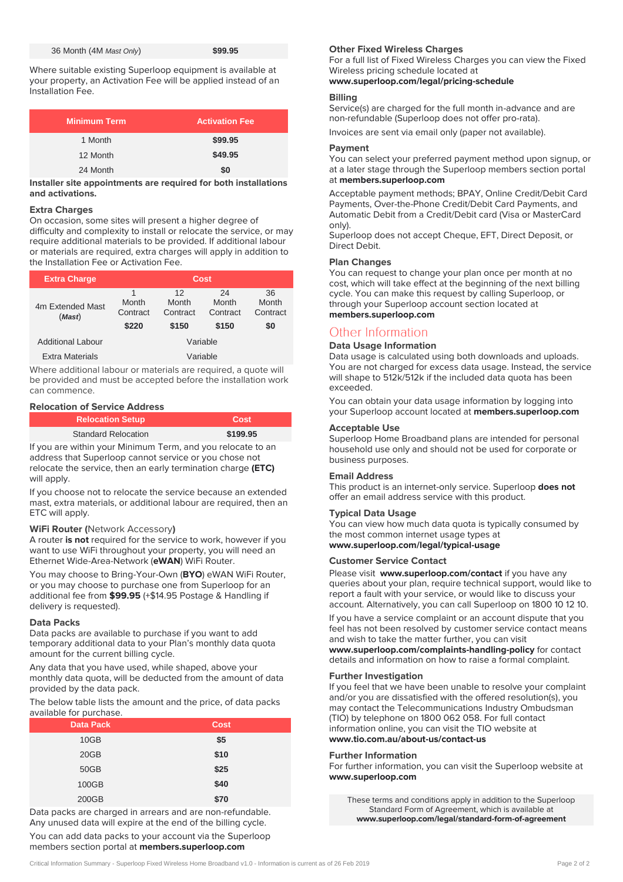| | |
|---|---|
| 36 Month (4M *Mast Only*) | **$99.95** |

Where suitable existing Superloop equipment is available at your property, an Activation Fee will be applied instead of an Installation Fee.

| Minimum Term | Activation Fee |
|---|---|
| 1 Month | **$99.95** |
| 12 Month | **$49.95** |
| 24 Month | **$0** |

**Installer site appointments are required for both installations and activations.**

### Extra Charges

On occasion, some sites will present a higher degree of difficulty and complexity to install or relocate the service, or may require additional materials to be provided. If additional labour or materials are required, extra charges will apply in addition to the Installation Fee or Activation Fee.

| Extra Charge | Cost | | | |
|---|---|---|---|---|
| | 1 Month Contract | 12 Month Contract | 24 Month Contract | 36 Month Contract |
| 4m Extended Mast (*Mast*) | **$220** | **$150** | **$150** | **$0** |
| Additional Labour | Variable | | | |
| Extra Materials | Variable | | | |

Where additional labour or materials are required, a quote will be provided and must be accepted before the installation work can commence.

### Relocation of Service Address

| Relocation Setup | Cost |
|---|---|
| Standard Relocation | **$199.95** |

If you are within your Minimum Term, and you relocate to an address that Superloop cannot service or you chose not relocate the service, then an early termination charge **(ETC)** will apply.

If you choose not to relocate the service because an extended mast, extra materials, or additional labour are required, then an ETC will apply.

### WiFi Router (Network Accessory)

A router **is not** required for the service to work, however if you want to use WiFi throughout your property, you will need an Ethernet Wide-Area-Network (**eWAN**) WiFi Router.

You may choose to Bring-Your-Own (**BYO**) eWAN WiFi Router, or you may choose to purchase one from Superloop for an additional fee from **$99.95** (+$14.95 Postage & Handling if delivery is requested).

### Data Packs

Data packs are available to purchase if you want to add temporary additional data to your Plan's monthly data quota amount for the current billing cycle.

Any data that you have used, while shaped, above your monthly data quota, will be deducted from the amount of data provided by the data pack.

The below table lists the amount and the price, of data packs available for purchase.

| Data Pack | Cost |
|---|---|
| 10GB | **$5** |
| 20GB | **$10** |
| 50GB | **$25** |
| 100GB | **$40** |
| 200GB | **$70** |

Data packs are charged in arrears and are non-refundable. Any unused data will expire at the end of the billing cycle.

You can add data packs to your account via the Superloop members section portal at **members.superloop.com**

### Other Fixed Wireless Charges

For a full list of Fixed Wireless Charges you can view the Fixed Wireless pricing schedule located at **www.superloop.com/legal/pricing-schedule**

### Billing

Service(s) are charged for the full month in-advance and are non-refundable (Superloop does not offer pro-rata).

Invoices are sent via email only (paper not available).

### Payment

You can select your preferred payment method upon signup, or at a later stage through the Superloop members section portal at **members.superloop.com**

Acceptable payment methods; BPAY, Online Credit/Debit Card Payments, Over-the-Phone Credit/Debit Card Payments, and Automatic Debit from a Credit/Debit card (Visa or MasterCard only).
Superloop does not accept Cheque, EFT, Direct Deposit, or Direct Debit.

### Plan Changes

You can request to change your plan once per month at no cost, which will take effect at the beginning of the next billing cycle. You can make this request by calling Superloop, or through your Superloop account section located at **members.superloop.com**

## Other Information

### Data Usage Information

Data usage is calculated using both downloads and uploads. You are not charged for excess data usage. Instead, the service will shape to 512k/512k if the included data quota has been exceeded.

You can obtain your data usage information by logging into your Superloop account located at **members.superloop.com**

### Acceptable Use

Superloop Home Broadband plans are intended for personal household use only and should not be used for corporate or business purposes.

### Email Address

This product is an internet-only service. Superloop **does not** offer an email address service with this product.

### Typical Data Usage

You can view how much data quota is typically consumed by the most common internet usage types at **www.superloop.com/legal/typical-usage**

### Customer Service Contact

Please visit **www.superloop.com/contact** if you have any queries about your plan, require technical support, would like to report a fault with your service, or would like to discuss your account. Alternatively, you can call Superloop on 1800 10 12 10.

If you have a service complaint or an account dispute that you feel has not been resolved by customer service contact means and wish to take the matter further, you can visit **www.superloop.com/complaints-handling-policy** for contact details and information on how to raise a formal complaint.

### Further Investigation

If you feel that we have been unable to resolve your complaint and/or you are dissatisfied with the offered resolution(s), you may contact the Telecommunications Industry Ombudsman (TIO) by telephone on 1800 062 058. For full contact information online, you can visit the TIO website at **www.tio.com.au/about-us/contact-us**

### Further Information

For further information, you can visit the Superloop website at **www.superloop.com**

These terms and conditions apply in addition to the Superloop Standard Form of Agreement, which is available at **www.superloop.com/legal/standard-form-of-agreement**